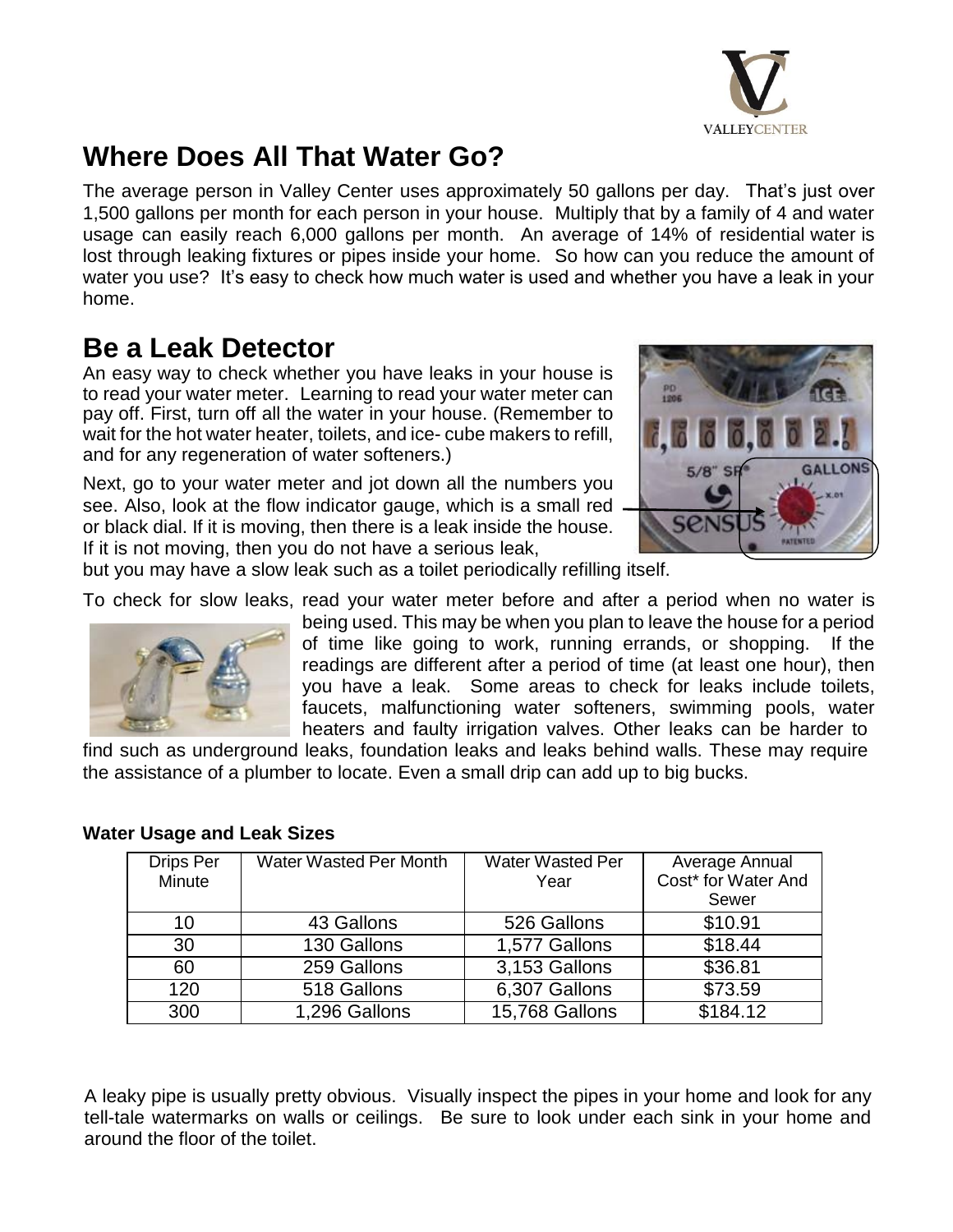# Where Does All That Water Go?

The average person in Valley Center uses approximately 50 gallons per day. That's just over 1,500 gallons per month for each person in your house. Multiply that by a family of 4 and water usage can easily reach 6,000 gallons per month. An average of 14% of residential water is lost through leaking fixtures or pipes inside your home. So how can you reduce the amount of water you use? It's easy to check how much water is used and whether you have a leak in your home.

# Be a Leak Detector

An easy way to check whether you have leaks in your house is to read your water meter. Learning to read your water meter can pay off. First, turn off all the water in your house. (Remember to wait for the hot water heater, toilets, and ice- cube makers to refill, and for any regeneration of water softeners.)

Next, go to your water meter and jot down all the numbers you see. Also, look at the flow indicator gauge, which is a small red or black dial. If it is moving, then there is a leak inside the house. If it is not moving, then you do not have a serious leak, but you may have a slow leak such as a toilet periodically refilling itself.

To check for slow leaks, read your water meter before and after a period when no water is being used. This may be when you plan to leave the house for a period of time like going to work, running errands, or shopping. If the readings are different after a period of time (at least one hour), then you have a leak. Some areas to check for leaks include toilets, faucets, malfunctioning water softeners, swimming pools, water heaters and faulty irrigation valves. Other leaks can be harder to find such as underground leaks, foundation leaks and leaks behind walls. These may require the assistance of a plumber to locate. Even a small drip can add up to big bucks.

**Water Usage and Leak Sizes**

| Drips Per Minute | Water Wasted Per Month | Water Wasted Per Year | Average Annual Cost* for Water And Sewer |
|---|---|---|---|
| 10 | 43 Gallons | 526 Gallons | $10.91 |
| 30 | 130 Gallons | 1,577 Gallons | $18.44 |
| 60 | 259 Gallons | 3,153 Gallons | $36.81 |
| 120 | 518 Gallons | 6,307 Gallons | $73.59 |
| 300 | 1,296 Gallons | 15,768 Gallons | $184.12 |

A leaky pipe is usually pretty obvious. Visually inspect the pipes in your home and look for any tell-tale watermarks on walls or ceilings. Be sure to look under each sink in your home and around the floor of the toilet.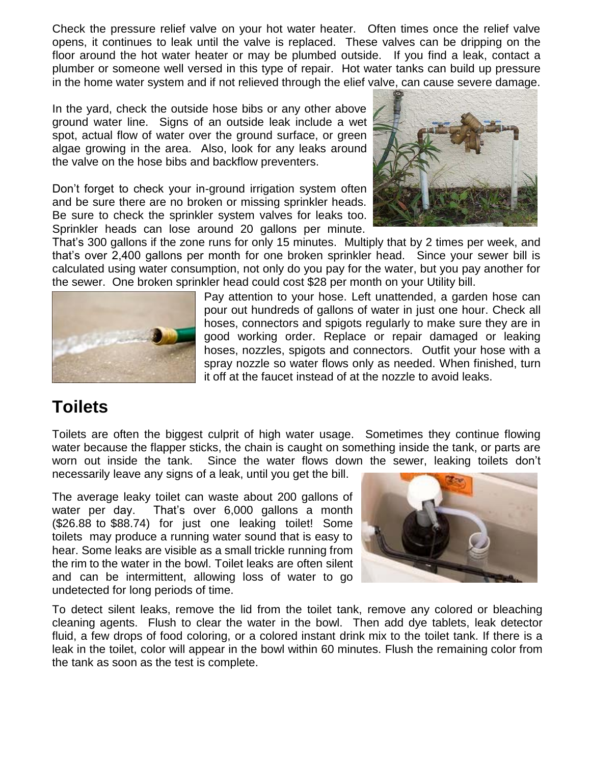Check the pressure relief valve on your hot water heater. Often times once the relief valve opens, it continues to leak until the valve is replaced. These valves can be dripping on the floor around the hot water heater or may be plumbed outside. If you find a leak, contact a plumber or someone well versed in this type of repair. Hot water tanks can build up pressure in the home water system and if not relieved through the elief valve, can cause severe damage.

In the yard, check the outside hose bibs or any other above ground water line. Signs of an outside leak include a wet spot, actual flow of water over the ground surface, or green algae growing in the area. Also, look for any leaks around the valve on the hose bibs and backflow preventers.

Don't forget to check your in-ground irrigation system often and be sure there are no broken or missing sprinkler heads. Be sure to check the sprinkler system valves for leaks too. Sprinkler heads can lose around 20 gallons per minute. That's 300 gallons if the zone runs for only 15 minutes. Multiply that by 2 times per week, and that's over 2,400 gallons per month for one broken sprinkler head. Since your sewer bill is calculated using water consumption, not only do you pay for the water, but you pay another for the sewer. One broken sprinkler head could cost $28 per month on your Utility bill.

Pay attention to your hose. Left unattended, a garden hose can pour out hundreds of gallons of water in just one hour. Check all hoses, connectors and spigots regularly to make sure they are in good working order. Replace or repair damaged or leaking hoses, nozzles, spigots and connectors. Outfit your hose with a spray nozzle so water flows only as needed. When finished, turn it off at the faucet instead of at the nozzle to avoid leaks.

## Toilets

Toilets are often the biggest culprit of high water usage. Sometimes they continue flowing water because the flapper sticks, the chain is caught on something inside the tank, or parts are worn out inside the tank. Since the water flows down the sewer, leaking toilets don't necessarily leave any signs of a leak, until you get the bill.

The average leaky toilet can waste about 200 gallons of water per day. That's over 6,000 gallons a month ($26.88 to $88.74) for just one leaking toilet! Some toilets may produce a running water sound that is easy to hear. Some leaks are visible as a small trickle running from the rim to the water in the bowl. Toilet leaks are often silent and can be intermittent, allowing loss of water to go undetected for long periods of time.

To detect silent leaks, remove the lid from the toilet tank, remove any colored or bleaching cleaning agents. Flush to clear the water in the bowl. Then add dye tablets, leak detector fluid, a few drops of food coloring, or a colored instant drink mix to the toilet tank. If there is a leak in the toilet, color will appear in the bowl within 60 minutes. Flush the remaining color from the tank as soon as the test is complete.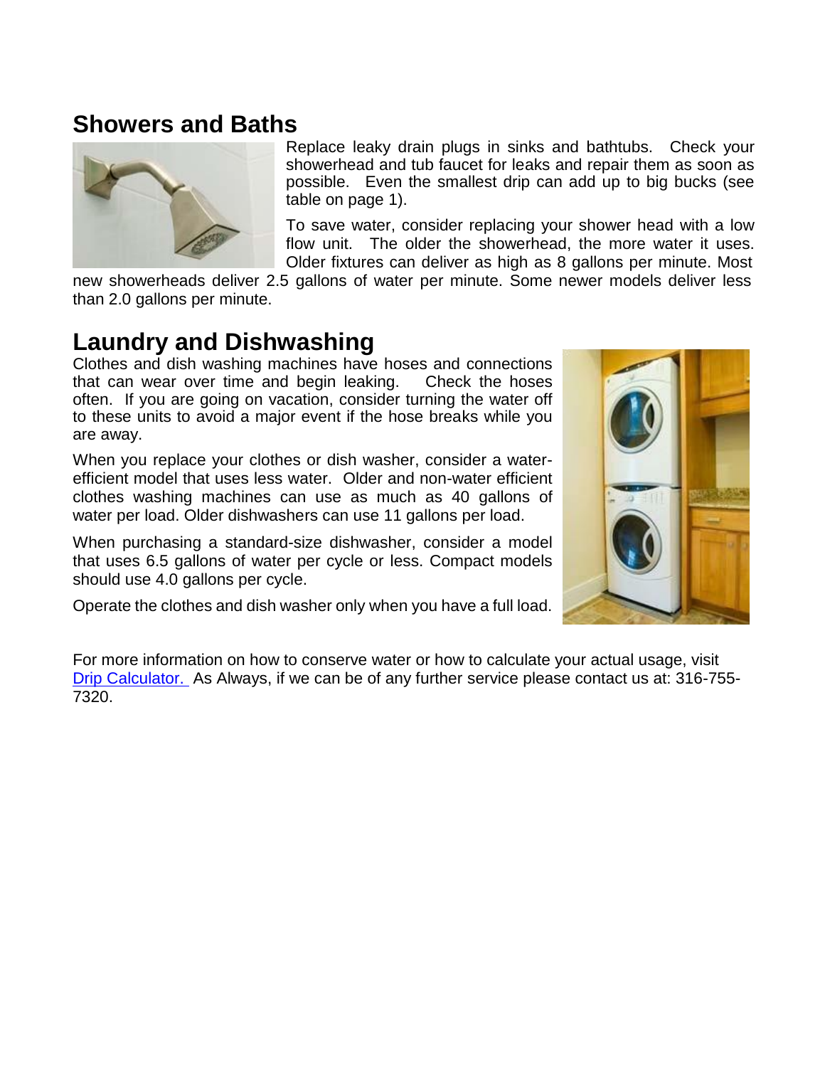## Showers and Baths

Replace leaky drain plugs in sinks and bathtubs. Check your showerhead and tub faucet for leaks and repair them as soon as possible. Even the smallest drip can add up to big bucks (see table on page 1).

To save water, consider replacing your shower head with a low flow unit. The older the showerhead, the more water it uses. Older fixtures can deliver as high as 8 gallons per minute. Most new showerheads deliver 2.5 gallons of water per minute. Some newer models deliver less than 2.0 gallons per minute.

## Laundry and Dishwashing

Clothes and dish washing machines have hoses and connections that can wear over time and begin leaking. Check the hoses often. If you are going on vacation, consider turning the water off to these units to avoid a major event if the hose breaks while you are away.

When you replace your clothes or dish washer, consider a water-efficient model that uses less water. Older and non-water efficient clothes washing machines can use as much as 40 gallons of water per load. Older dishwashers can use 11 gallons per load.

When purchasing a standard-size dishwasher, consider a model that uses 6.5 gallons of water per cycle or less. Compact models should use 4.0 gallons per cycle.

Operate the clothes and dish washer only when you have a full load.

For more information on how to conserve water or how to calculate your actual usage, visit Drip Calculator. As Always, if we can be of any further service please contact us at: 316-755-7320.